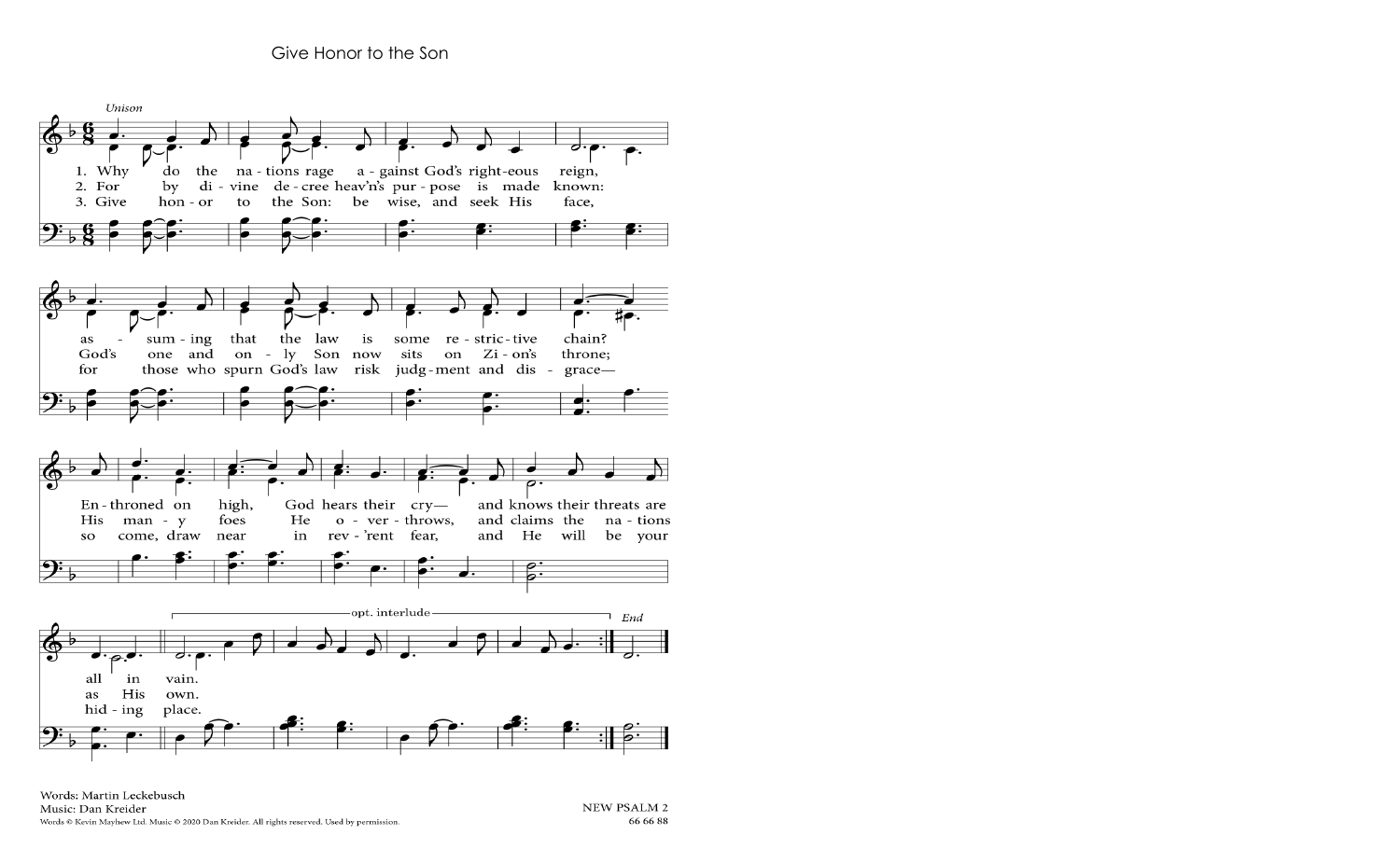# Give Honor to the Son

*Unison*

1. Why do the nations rage against God's righteous reign, as assuming that the law is some restrictive chain? Enthroned on high, God hears their cry— and knows their threats are all in vain.

2. For by divine decree heav'n's purpose is made known: God's one and only Son now sits on Zion's throne; His many foes He overthrows, and claims the nations as His own.

3. Give honor to the Son: be wise, and seek His face, for those who spurn God's law risk judgment and disgrace— so come, draw near in rev'rent fear, and He will be your hiding place.

opt. interlude

*End*

Words: Martin Leckebusch
Music: Dan Kreider
Words © Kevin Mayhew Ltd. Music © 2020 Dan Kreider. All rights reserved. Used by permission.

NEW PSALM 2
66 66 88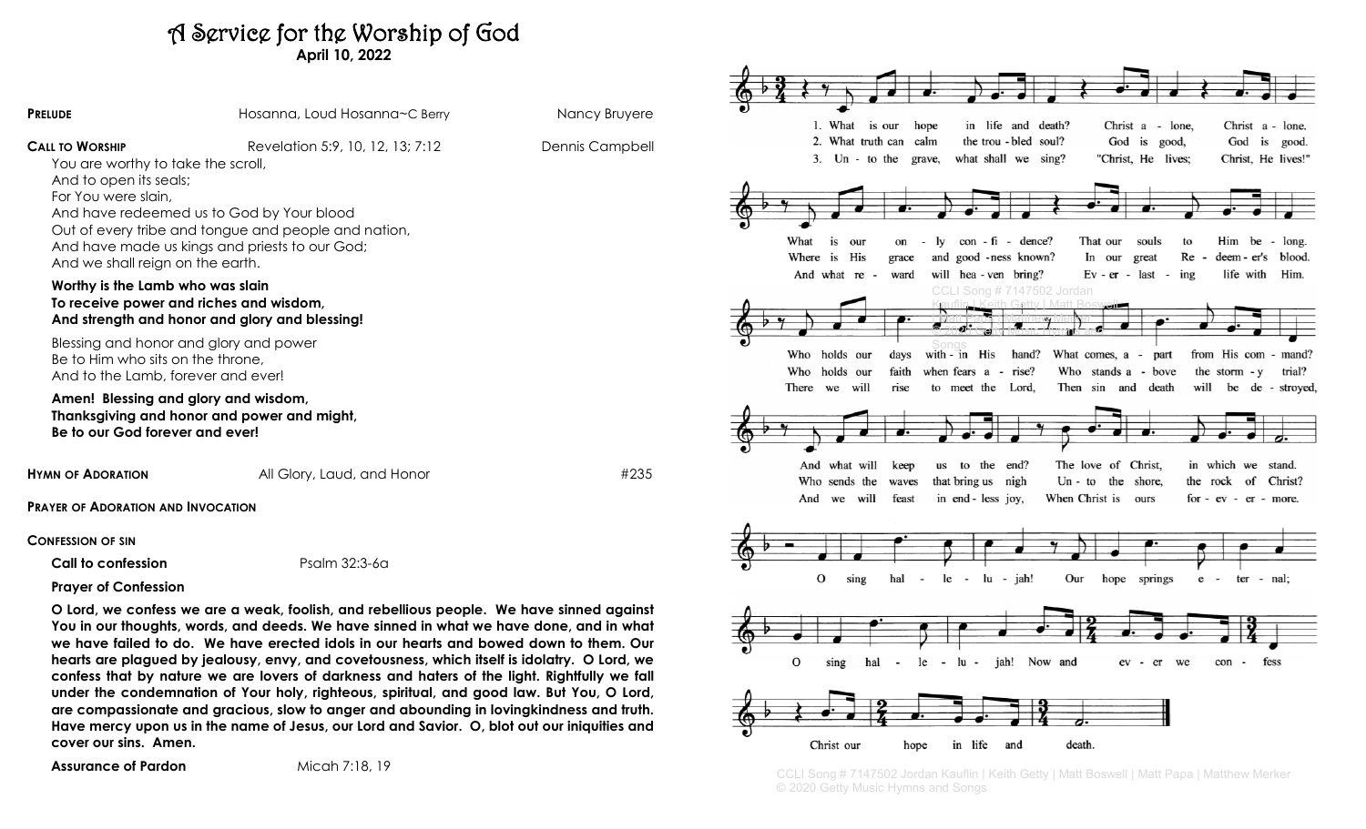# A Service for the Worship of God

**April 10, 2022**

**PRELUDE** Hosanna, Loud Hosanna~C Berry — Nancy Bruyere

**CALL TO WORSHIP** Revelation 5:9, 10, 12, 13; 7:12 — Dennis Campbell

You are worthy to take the scroll,
And to open its seals;
For You were slain,
And have redeemed us to God by Your blood
Out of every tribe and tongue and people and nation,
And have made us kings and priests to our God;
And we shall reign on the earth.

**Worthy is the Lamb who was slain**
**To receive power and riches and wisdom,**
**And strength and honor and glory and blessing!**

Blessing and honor and glory and power
Be to Him who sits on the throne,
And to the Lamb, forever and ever!

**Amen! Blessing and glory and wisdom,**
**Thanksgiving and honor and power and might,**
**Be to our God forever and ever!**

**HYMN OF ADORATION** All Glory, Laud, and Honor — #235

**PRAYER OF ADORATION AND INVOCATION**

**CONFESSION OF SIN**

**Call to confession** Psalm 32:3-6a

**Prayer of Confession**

**O Lord, we confess we are a weak, foolish, and rebellious people. We have sinned against You in our thoughts, words, and deeds. We have sinned in what we have done, and in what we have failed to do. We have erected idols in our hearts and bowed down to them. Our hearts are plagued by jealousy, envy, and covetousness, which itself is idolatry. O Lord, we confess that by nature we are lovers of darkness and haters of the light. Rightfully we fall under the condemnation of Your holy, righteous, spiritual, and good law. But You, O Lord, are compassionate and gracious, slow to anger and abounding in lovingkindness and truth. Have mercy upon us in the name of Jesus, our Lord and Savior. O, blot out our iniquities and cover our sins. Amen.**

**Assurance of Pardon** Micah 7:18, 19

CCLI Song # 7147502 Jordan Kauflin | Keith Getty | Matt Boswell | Matt Papa | Matthew Merker
© 2020 Getty Music Hymns and Songs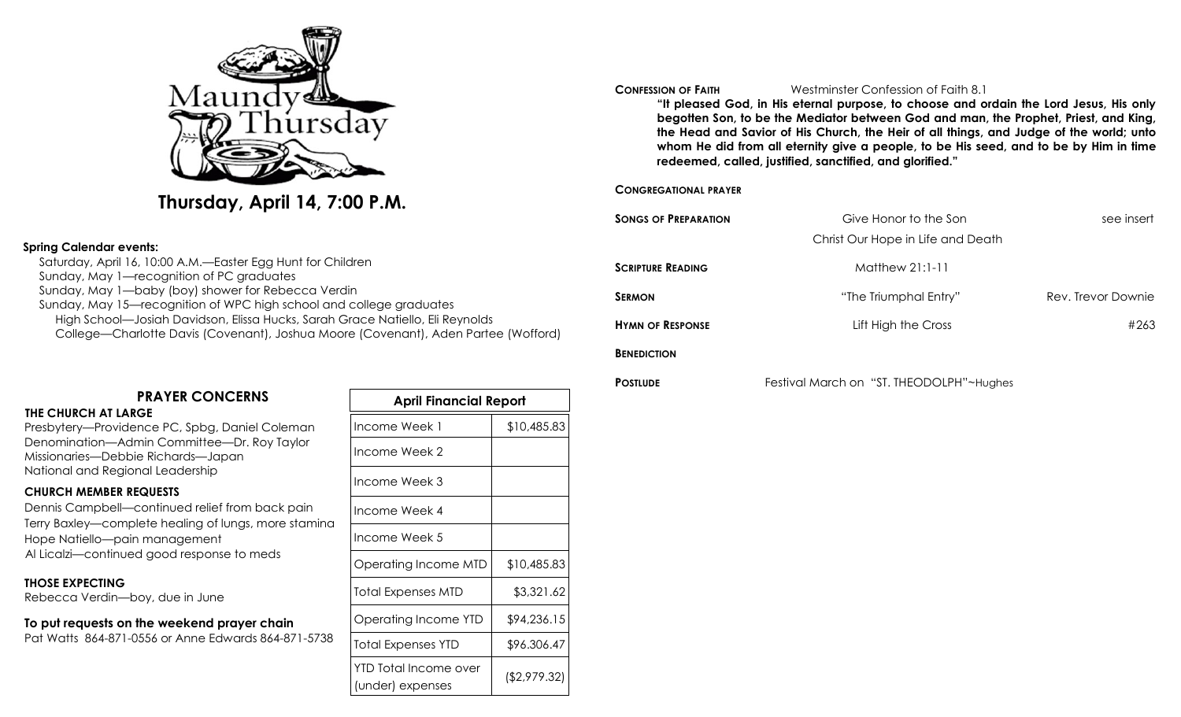# Maundy Thursday

## Thursday, April 14, 7:00 P.M.

**Spring Calendar events:**

Saturday, April 16, 10:00 A.M.—Easter Egg Hunt for Children
Sunday, May 1—recognition of PC graduates
Sunday, May 1—baby (boy) shower for Rebecca Verdin
Sunday, May 15—recognition of WPC high school and college graduates
High School—Josiah Davidson, Elissa Hucks, Sarah Grace Natiello, Eli Reynolds
College—Charlotte Davis (Covenant), Joshua Moore (Covenant), Aden Partee (Wofford)

## PRAYER CONCERNS

**THE CHURCH AT LARGE**

Presbytery—Providence PC, Spbg, Daniel Coleman
Denomination—Admin Committee—Dr. Roy Taylor
Missionaries—Debbie Richards—Japan
National and Regional Leadership

**CHURCH MEMBER REQUESTS**

Dennis Campbell—continued relief from back pain
Terry Baxley—complete healing of lungs, more stamina
Hope Natiello—pain management
Al Licalzi—continued good response to meds

**THOSE EXPECTING**

Rebecca Verdin—boy, due in June

**To put requests on the weekend prayer chain**

Pat Watts 864-871-0556 or Anne Edwards 864-871-5738

| April Financial Report | |
|---|---|
| Income Week 1 | $10,485.83 |
| Income Week 2 | |
| Income Week 3 | |
| Income Week 4 | |
| Income Week 5 | |
| Operating Income MTD | $10,485.83 |
| Total Expenses MTD | $3,321.62 |
| Operating Income YTD | $94,236.15 |
| Total Expenses YTD | $96.306.47 |
| YTD Total Income over (under) expenses | ($2,979.32) |

**CONFESSION OF FAITH** Westminster Confession of Faith 8.1

**"It pleased God, in His eternal purpose, to choose and ordain the Lord Jesus, His only begotten Son, to be the Mediator between God and man, the Prophet, Priest, and King, the Head and Savior of His Church, the Heir of all things, and Judge of the world; unto whom He did from all eternity give a people, to be His seed, and to be by Him in time redeemed, called, justified, sanctified, and glorified."**

**CONGREGATIONAL PRAYER**

**SONGS OF PREPARATION** Give Honor to the Son — see insert
Christ Our Hope in Life and Death

**SCRIPTURE READING** Matthew 21:1-11

**SERMON** "The Triumphal Entry" — Rev. Trevor Downie

**HYMN OF RESPONSE** Lift High the Cross — #263

**BENEDICTION**

**POSTLUDE** Festival March on "ST. THEODOLPH"~Hughes